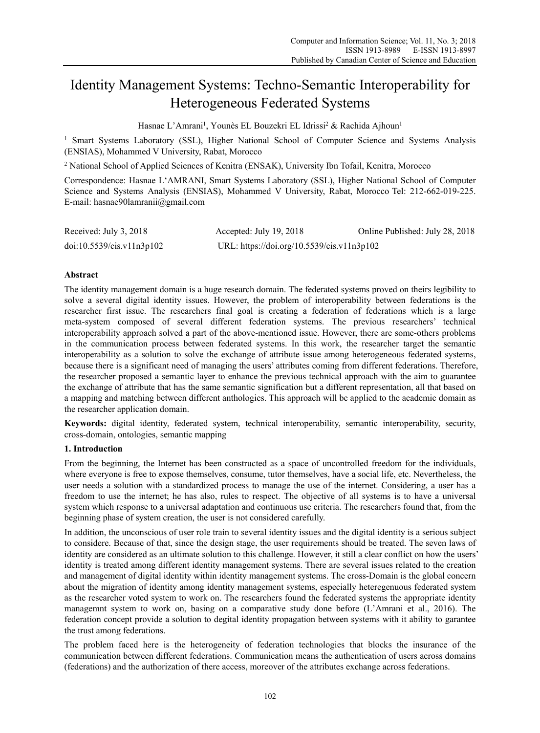# Identity Management Systems: Techno-Semantic Interoperability for Heterogeneous Federated Systems

Hasnae L'Amrani[1], Younès EL Bouzekri EL Idrissi[2] & Rachida Ajhoun[1]

[1] Smart Systems Laboratory (SSL), Higher National School of Computer Science and Systems Analysis (ENSIAS), Mohammed V University, Rabat, Morocco

[2] National School of Applied Sciences of Kenitra (ENSAK), University Ibn Tofail, Kenitra, Morocco

Correspondence: Hasnae L'AMRANI, Smart Systems Laboratory (SSL), Higher National School of Computer Science and Systems Analysis (ENSIAS), Mohammed V University, Rabat, Morocco Tel: 212-662-019-225. E-mail: hasnae90lamranii@gmail.com

Received: July 3, 2018 Accepted: July 19, 2018 Online Published: July 28, 2018

doi:10.5539/cis.v11n3p102 URL: https://doi.org/10.5539/cis.v11n3p102

## Abstract

The identity management domain is a huge research domain. The federated systems proved on theirs legibility to solve a several digital identity issues. However, the problem of interoperability between federations is the researcher first issue. The researchers final goal is creating a federation of federations which is a large meta-system composed of several different federation systems. The previous researchers' technical interoperability approach solved a part of the above-mentioned issue. However, there are some-others problems in the communication process between federated systems. In this work, the researcher target the semantic interoperability as a solution to solve the exchange of attribute issue among heterogeneous federated systems, because there is a significant need of managing the users' attributes coming from different federations. Therefore, the researcher proposed a semantic layer to enhance the previous technical approach with the aim to guarantee the exchange of attribute that has the same semantic signification but a different representation, all that based on a mapping and matching between different anthologies. This approach will be applied to the academic domain as the researcher application domain.

**Keywords:** digital identity, federated system, technical interoperability, semantic interoperability, security, cross-domain, ontologies, semantic mapping

## 1. Introduction

From the beginning, the Internet has been constructed as a space of uncontrolled freedom for the individuals, where everyone is free to expose themselves, consume, tutor themselves, have a social life, etc. Nevertheless, the user needs a solution with a standardized process to manage the use of the internet. Considering, a user has a freedom to use the internet; he has also, rules to respect. The objective of all systems is to have a universal system which response to a universal adaptation and continuous use criteria. The researchers found that, from the beginning phase of system creation, the user is not considered carefully.

In addition, the unconscious of user role train to several identity issues and the digital identity is a serious subject to considere. Because of that, since the design stage, the user requirements should be treated. The seven laws of identity are considered as an ultimate solution to this challenge. However, it still a clear conflict on how the users' identity is treated among different identity management systems. There are several issues related to the creation and management of digital identity within identity management systems. The cross-Domain is the global concern about the migration of identity among identity management systems, especially heteregenuous federated system as the researcher voted system to work on. The researchers found the federated systems the appropriate identity managemnt system to work on, basing on a comparative study done before (L'Amrani et al., 2016). The federation concept provide a solution to degital identity propagation between systems with it ability to garantee the trust among federations.

The problem faced here is the heterogeneity of federation technologies that blocks the insurance of the communication between different federations. Communication means the authentication of users across domains (federations) and the authorization of there access, moreover of the attributes exchange across federations.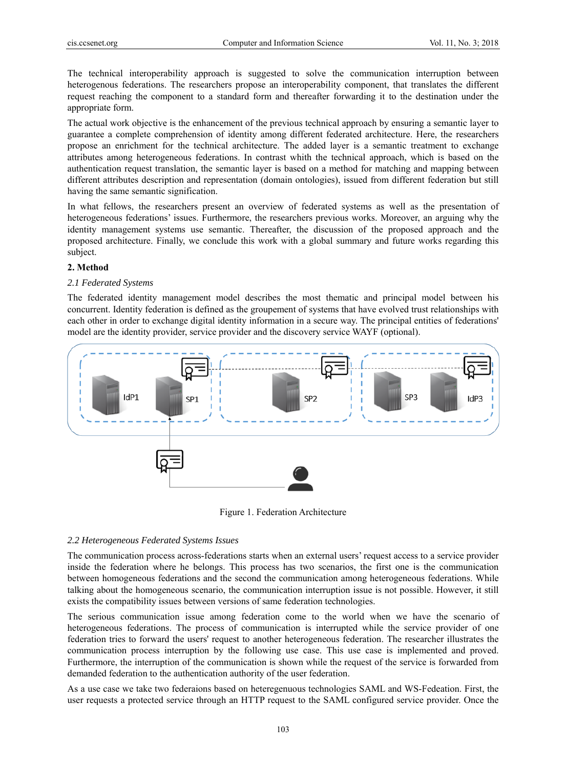The technical interoperability approach is suggested to solve the communication interruption between heterogenous federations. The researchers propose an interoperability component, that translates the different request reaching the component to a standard form and thereafter forwarding it to the destination under the appropriate form.

The actual work objective is the enhancement of the previous technical approach by ensuring a semantic layer to guarantee a complete comprehension of identity among different federated architecture. Here, the researchers propose an enrichment for the technical architecture. The added layer is a semantic treatment to exchange attributes among heterogeneous federations. In contrast whith the technical approach, which is based on the authentication request translation, the semantic layer is based on a method for matching and mapping between different attributes description and representation (domain ontologies), issued from different federation but still having the same semantic signification.

In what fellows, the researchers present an overview of federated systems as well as the presentation of heterogeneous federations' issues. Furthermore, the researchers previous works. Moreover, an arguing why the identity management systems use semantic. Thereafter, the discussion of the proposed approach and the proposed architecture. Finally, we conclude this work with a global summary and future works regarding this subject.

## 2. Method

### *2.1 Federated Systems*

The federated identity management model describes the most thematic and principal model between his concurrent. Identity federation is defined as the groupement of systems that have evolved trust relationships with each other in order to exchange digital identity information in a secure way. The principal entities of federations' model are the identity provider, service provider and the discovery service WAYF (optional).

IdP1
SP1
SP2
SP3
IdP3

Figure 1. Federation Architecture

### *2.2 Heterogeneous Federated Systems Issues*

The communication process across-federations starts when an external users' request access to a service provider inside the federation where he belongs. This process has two scenarios, the first one is the communication between homogeneous federations and the second the communication among heterogeneous federations. While talking about the homogeneous scenario, the communication interruption issue is not possible. However, it still exists the compatibility issues between versions of same federation technologies.

The serious communication issue among federation come to the world when we have the scenario of heterogeneous federations. The process of communication is interrupted while the service provider of one federation tries to forward the users' request to another heterogeneous federation. The researcher illustrates the communication process interruption by the following use case. This use case is implemented and proved. Furthermore, the interruption of the communication is shown while the request of the service is forwarded from demanded federation to the authentication authority of the user federation.

As a use case we take two federaions based on heteregenuous technologies SAML and WS-Fedeation. First, the user requests a protected service through an HTTP request to the SAML configured service provider. Once the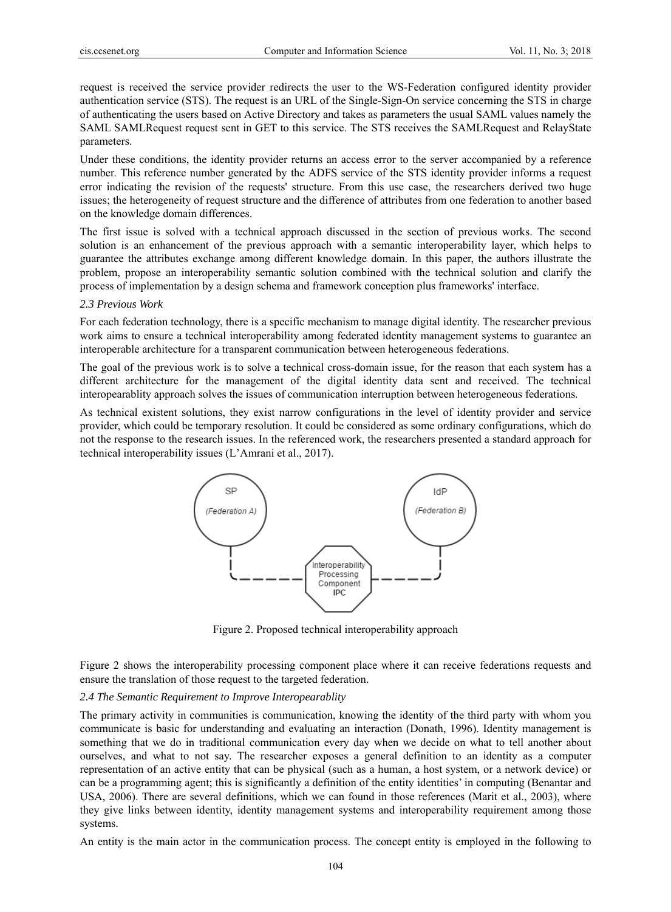request is received the service provider redirects the user to the WS-Federation configured identity provider authentication service (STS). The request is an URL of the Single-Sign-On service concerning the STS in charge of authenticating the users based on Active Directory and takes as parameters the usual SAML values namely the SAML SAMLRequest request sent in GET to this service. The STS receives the SAMLRequest and RelayState parameters.

Under these conditions, the identity provider returns an access error to the server accompanied by a reference number. This reference number generated by the ADFS service of the STS identity provider informs a request error indicating the revision of the requests' structure. From this use case, the researchers derived two huge issues; the heterogeneity of request structure and the difference of attributes from one federation to another based on the knowledge domain differences.

The first issue is solved with a technical approach discussed in the section of previous works. The second solution is an enhancement of the previous approach with a semantic interoperability layer, which helps to guarantee the attributes exchange among different knowledge domain. In this paper, the authors illustrate the problem, propose an interoperability semantic solution combined with the technical solution and clarify the process of implementation by a design schema and framework conception plus frameworks' interface.

### *2.3 Previous Work*

For each federation technology, there is a specific mechanism to manage digital identity. The researcher previous work aims to ensure a technical interoperability among federated identity management systems to guarantee an interoperable architecture for a transparent communication between heterogeneous federations.

The goal of the previous work is to solve a technical cross-domain issue, for the reason that each system has a different architecture for the management of the digital identity data sent and received. The technical interopearablity approach solves the issues of communication interruption between heterogeneous federations.

As technical existent solutions, they exist narrow configurations in the level of identity provider and service provider, which could be temporary resolution. It could be considered as some ordinary configurations, which do not the response to the research issues. In the referenced work, the researchers presented a standard approach for technical interoperability issues (L'Amrani et al., 2017).

SP

(Federation A)

IdP

(Federation B)

Interoperability Processing Component IPC

Figure 2. Proposed technical interoperability approach

Figure 2 shows the interoperability processing component place where it can receive federations requests and ensure the translation of those request to the targeted federation.

### *2.4 The Semantic Requirement to Improve Interopearablity*

The primary activity in communities is communication, knowing the identity of the third party with whom you communicate is basic for understanding and evaluating an interaction (Donath, 1996). Identity management is something that we do in traditional communication every day when we decide on what to tell another about ourselves, and what to not say. The researcher exposes a general definition to an identity as a computer representation of an active entity that can be physical (such as a human, a host system, or a network device) or can be a programming agent; this is significantly a definition of the entity identities' in computing (Benantar and USA, 2006). There are several definitions, which we can found in those references (Marit et al., 2003), where they give links between identity, identity management systems and interoperability requirement among those systems.

An entity is the main actor in the communication process. The concept entity is employed in the following to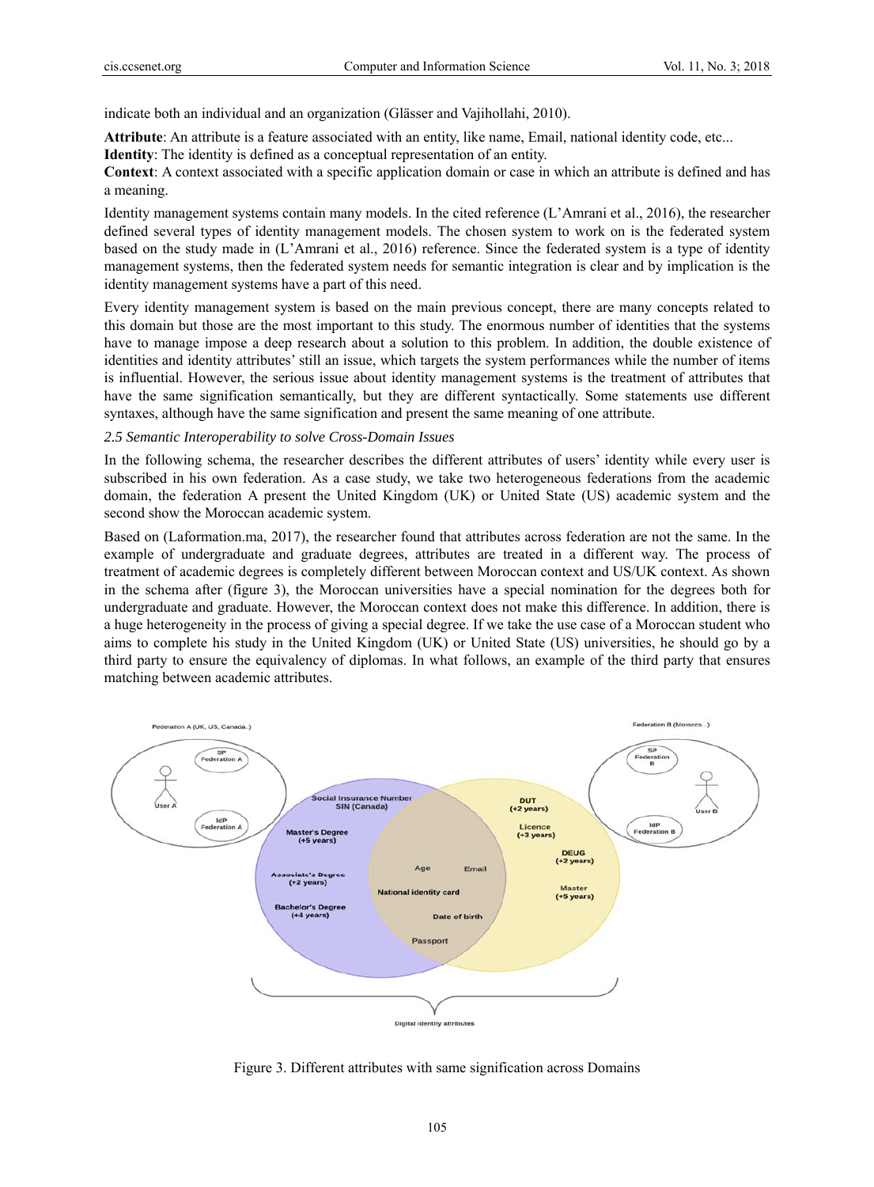indicate both an individual and an organization (Glässer and Vajihollahi, 2010).

**Attribute**: An attribute is a feature associated with an entity, like name, Email, national identity code, etc...

**Identity**: The identity is defined as a conceptual representation of an entity.

**Context**: A context associated with a specific application domain or case in which an attribute is defined and has a meaning.

Identity management systems contain many models. In the cited reference (L'Amrani et al., 2016), the researcher defined several types of identity management models. The chosen system to work on is the federated system based on the study made in (L'Amrani et al., 2016) reference. Since the federated system is a type of identity management systems, then the federated system needs for semantic integration is clear and by implication is the identity management systems have a part of this need.

Every identity management system is based on the main previous concept, there are many concepts related to this domain but those are the most important to this study. The enormous number of identities that the systems have to manage impose a deep research about a solution to this problem. In addition, the double existence of identities and identity attributes' still an issue, which targets the system performances while the number of items is influential. However, the serious issue about identity management systems is the treatment of attributes that have the same signification semantically, but they are different syntactically. Some statements use different syntaxes, although have the same signification and present the same meaning of one attribute.

*2.5 Semantic Interoperability to solve Cross-Domain Issues*

In the following schema, the researcher describes the different attributes of users' identity while every user is subscribed in his own federation. As a case study, we take two heterogeneous federations from the academic domain, the federation A present the United Kingdom (UK) or United State (US) academic system and the second show the Moroccan academic system.

Based on (Laformation.ma, 2017), the researcher found that attributes across federation are not the same. In the example of undergraduate and graduate degrees, attributes are treated in a different way. The process of treatment of academic degrees is completely different between Moroccan context and US/UK context. As shown in the schema after (figure 3), the Moroccan universities have a special nomination for the degrees both for undergraduate and graduate. However, the Moroccan context does not make this difference. In addition, there is a huge heterogeneity in the process of giving a special degree. If we take the use case of a Moroccan student who aims to complete his study in the United Kingdom (UK) or United State (US) universities, he should go by a third party to ensure the equivalency of diplomas. In what follows, an example of the third party that ensures matching between academic attributes.

Federation A (UK, US, Canada..)
SP Federation A
User A
IdP Federation A
Social Insurance Number SIN (Canada)
Master's Degree (+5 years)
Associate's Degree (+2 years)
Bachelor's Degree (+4 years)
Age
Email
National identity card
Date of birth
Passport
DUT (+2 years)
Licence (+3 years)
DEUG (+2 years)
Master (+5 years)
Federation B (Morocco..)
SP Federation B
User B
IdP Federation B
Digital identity attributes

Figure 3. Different attributes with same signification across Domains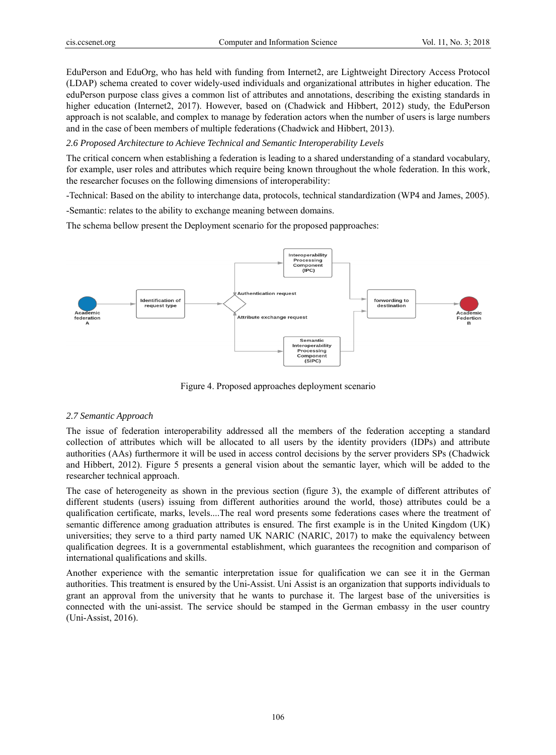EduPerson and EduOrg, who has held with funding from Internet2, are Lightweight Directory Access Protocol (LDAP) schema created to cover widely-used individuals and organizational attributes in higher education. The eduPerson purpose class gives a common list of attributes and annotations, describing the existing standards in higher education (Internet2, 2017). However, based on (Chadwick and Hibbert, 2012) study, the EduPerson approach is not scalable, and complex to manage by federation actors when the number of users is large numbers and in the case of been members of multiple federations (Chadwick and Hibbert, 2013).

*2.6 Proposed Architecture to Achieve Technical and Semantic Interoperability Levels*

The critical concern when establishing a federation is leading to a shared understanding of a standard vocabulary, for example, user roles and attributes which require being known throughout the whole federation. In this work, the researcher focuses on the following dimensions of interoperability:

-Technical: Based on the ability to interchange data, protocols, technical standardization (WP4 and James, 2005).

-Semantic: relates to the ability to exchange meaning between domains.

The schema bellow present the Deployment scenario for the proposed papproaches:

Academic federation A

Identification of request type

Authentication request

Attribute exchange request

Interoperability Processing Component (IPC)

Semantic Interoperability Processing Component (SIPC)

forwording to destination

Academic Federtion B

Figure 4. Proposed approaches deployment scenario

*2.7 Semantic Approach*

The issue of federation interoperability addressed all the members of the federation accepting a standard collection of attributes which will be allocated to all users by the identity providers (IDPs) and attribute authorities (AAs) furthermore it will be used in access control decisions by the server providers SPs (Chadwick and Hibbert, 2012). Figure 5 presents a general vision about the semantic layer, which will be added to the researcher technical approach.

The case of heterogeneity as shown in the previous section (figure 3), the example of different attributes of different students (users) issuing from different authorities around the world, those) attributes could be a qualification certificate, marks, levels....The real word presents some federations cases where the treatment of semantic difference among graduation attributes is ensured. The first example is in the United Kingdom (UK) universities; they serve to a third party named UK NARIC (NARIC, 2017) to make the equivalency between qualification degrees. It is a governmental establishment, which guarantees the recognition and comparison of international qualifications and skills.

Another experience with the semantic interpretation issue for qualification we can see it in the German authorities. This treatment is ensured by the Uni-Assist. Uni Assist is an organization that supports individuals to grant an approval from the university that he wants to purchase it. The largest base of the universities is connected with the uni-assist. The service should be stamped in the German embassy in the user country (Uni-Assist, 2016).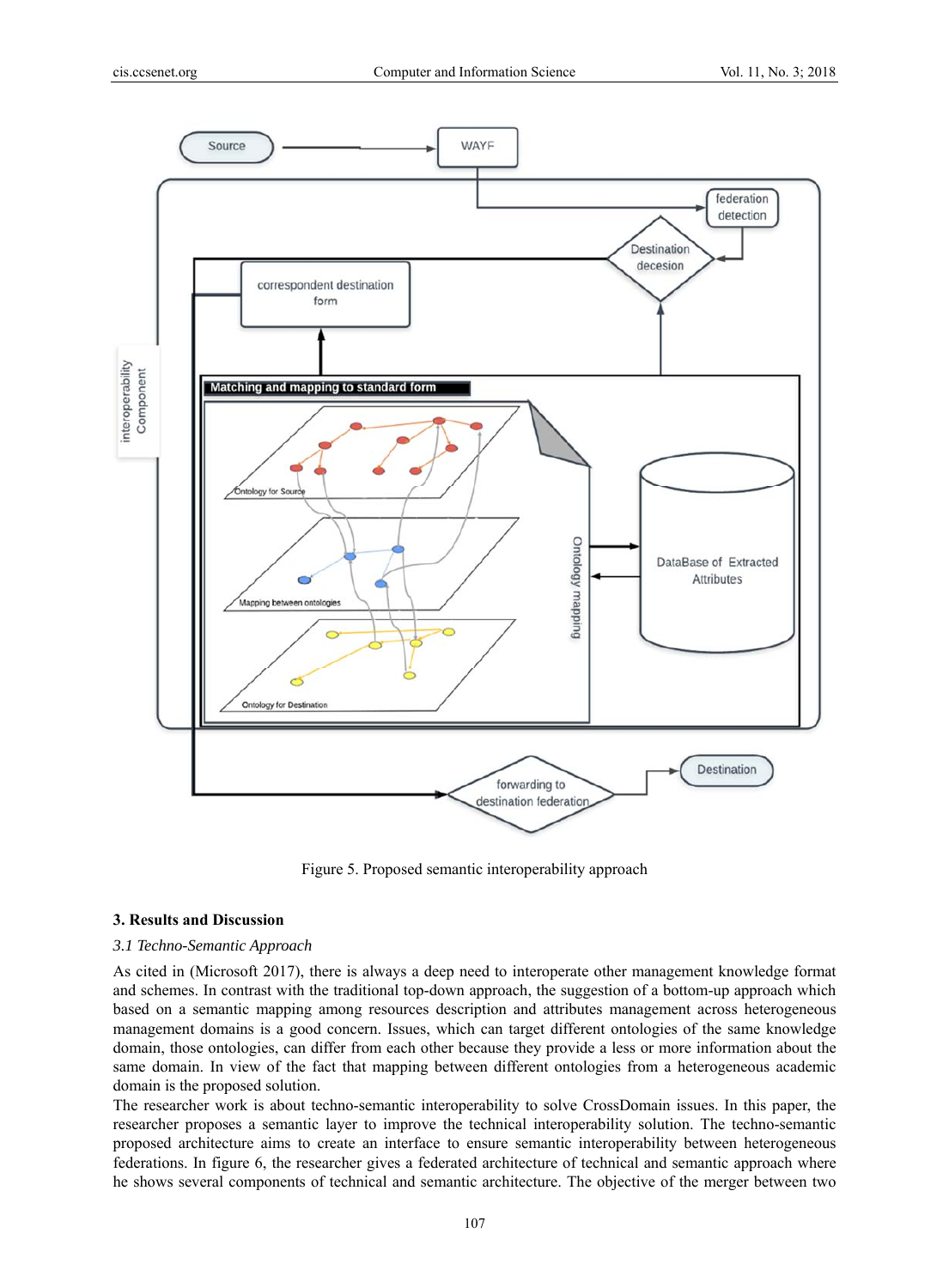Source

WAYF

federation detection

Destination decesion

correspondent destination form

interoperability Component

Matching and mapping to standard form

Ontology for Source

Mapping between ontologies

Ontology for Destination

Ontology mapping

DataBase of Extracted Attributes

forwarding to destination federation

Destination

Figure 5. Proposed semantic interoperability approach

## 3. Results and Discussion

### *3.1 Techno-Semantic Approach*

As cited in (Microsoft 2017), there is always a deep need to interoperate other management knowledge format and schemes. In contrast with the traditional top-down approach, the suggestion of a bottom-up approach which based on a semantic mapping among resources description and attributes management across heterogeneous management domains is a good concern. Issues, which can target different ontologies of the same knowledge domain, those ontologies, can differ from each other because they provide a less or more information about the same domain. In view of the fact that mapping between different ontologies from a heterogeneous academic domain is the proposed solution.

The researcher work is about techno-semantic interoperability to solve CrossDomain issues. In this paper, the researcher proposes a semantic layer to improve the technical interoperability solution. The techno-semantic proposed architecture aims to create an interface to ensure semantic interoperability between heterogeneous federations. In figure 6, the researcher gives a federated architecture of technical and semantic approach where he shows several components of technical and semantic architecture. The objective of the merger between two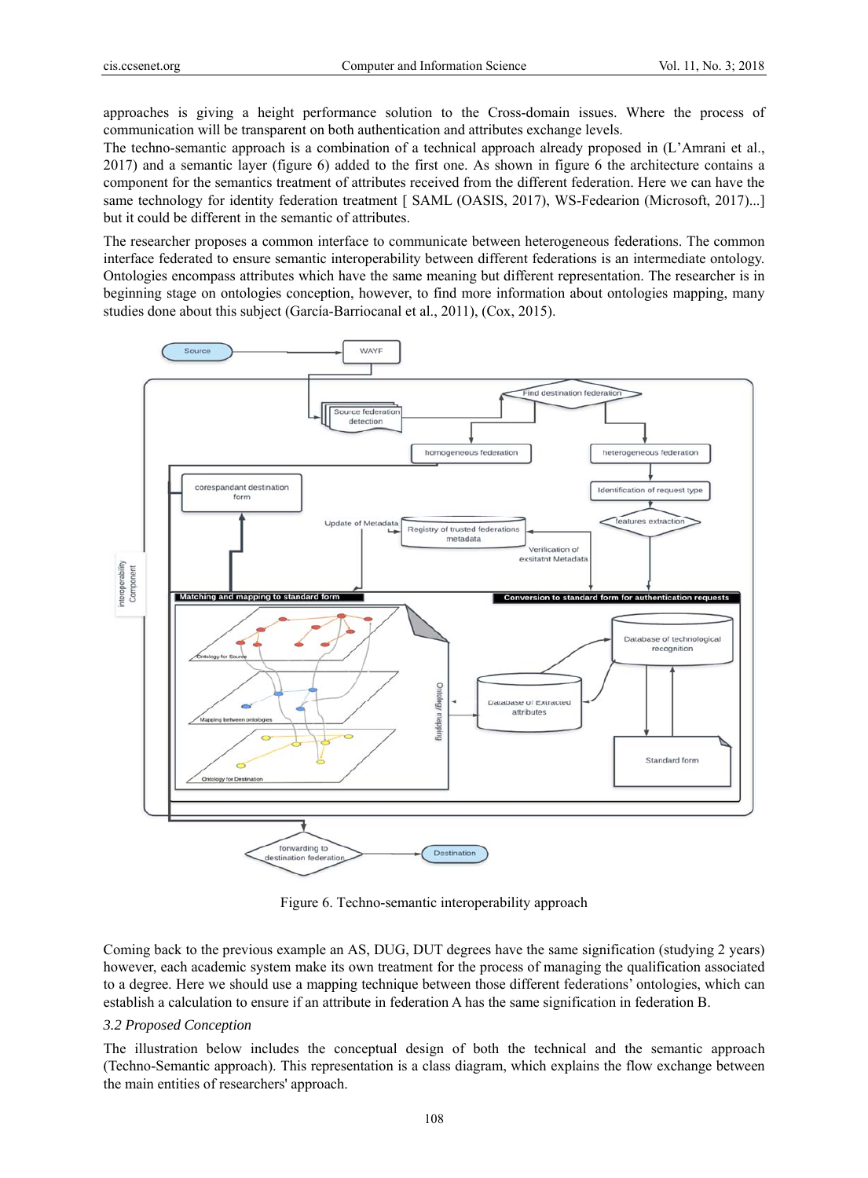approaches is giving a height performance solution to the Cross-domain issues. Where the process of communication will be transparent on both authentication and attributes exchange levels.

The techno-semantic approach is a combination of a technical approach already proposed in (L'Amrani et al., 2017) and a semantic layer (figure 6) added to the first one. As shown in figure 6 the architecture contains a component for the semantics treatment of attributes received from the different federation. Here we can have the same technology for identity federation treatment [ SAML (OASIS, 2017), WS-Fedearion (Microsoft, 2017)...] but it could be different in the semantic of attributes.

The researcher proposes a common interface to communicate between heterogeneous federations. The common interface federated to ensure semantic interoperability between different federations is an intermediate ontology. Ontologies encompass attributes which have the same meaning but different representation. The researcher is in beginning stage on ontologies conception, however, to find more information about ontologies mapping, many studies done about this subject (García-Barriocanal et al., 2011), (Cox, 2015).

Source
WAYF
Find destination federation
Source federation detection
homogeneous federation
heterogeneous federation
corespandant destination form
Identification of request type
features extraction
Update of Metadata
Registry of trusted federations metadata
Verification of exsitatnt Metadata
Interoperability Component
Matching and mapping to standard form
Conversion to standard form for authentication requests
Ontology for Source
Mapping between ontologies
Ontology for Destination
Ontology mapping
Database of technological recognition
Database of Extracted attributes
Standard form
forwarding to destination federation
Destination

Figure 6. Techno-semantic interoperability approach

Coming back to the previous example an AS, DUG, DUT degrees have the same signification (studying 2 years) however, each academic system make its own treatment for the process of managing the qualification associated to a degree. Here we should use a mapping technique between those different federations' ontologies, which can establish a calculation to ensure if an attribute in federation A has the same signification in federation B.

*3.2 Proposed Conception*

The illustration below includes the conceptual design of both the technical and the semantic approach (Techno-Semantic approach). This representation is a class diagram, which explains the flow exchange between the main entities of researchers' approach.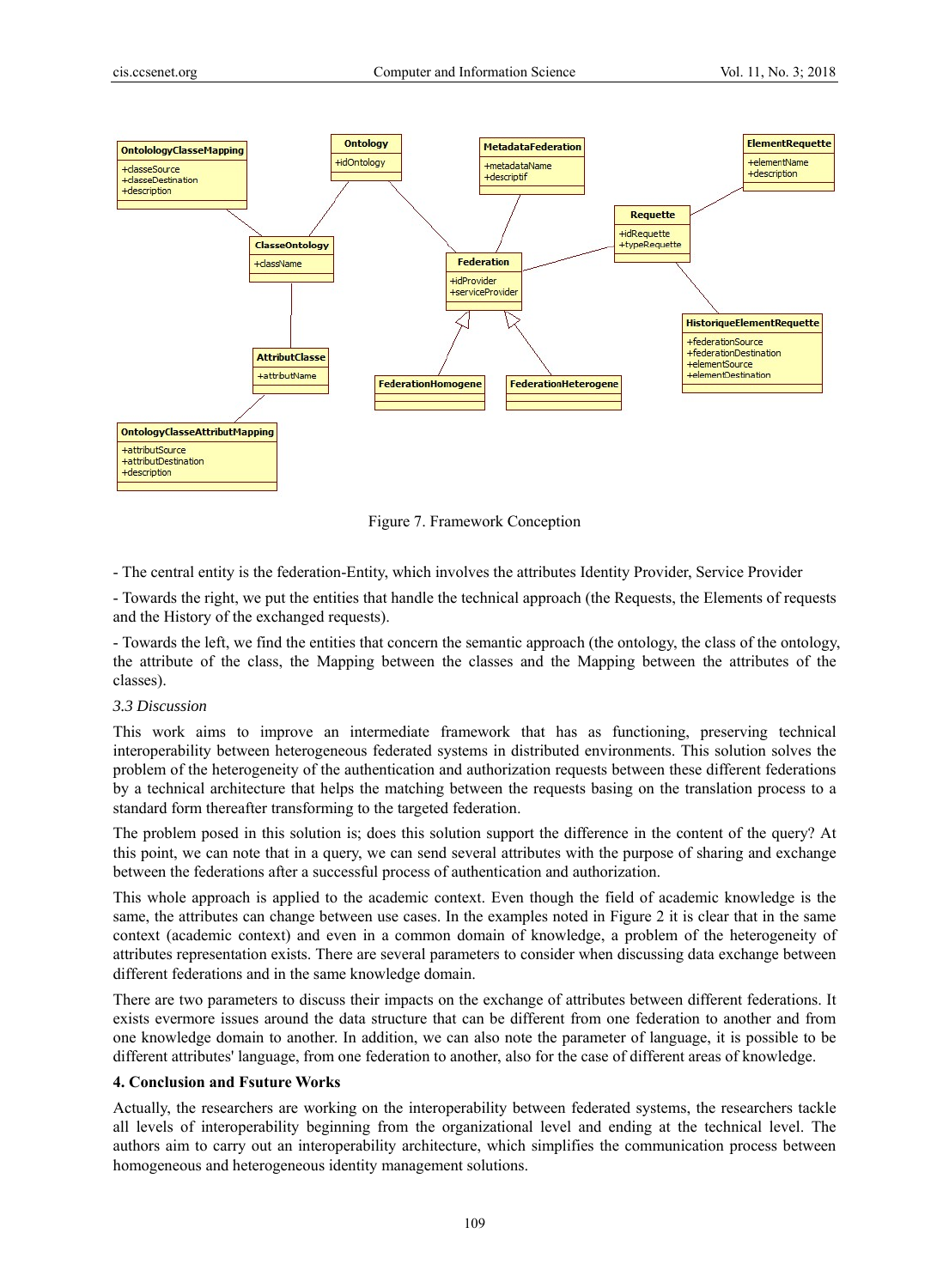Figure 7. Framework Conception

- The central entity is the federation-Entity, which involves the attributes Identity Provider, Service Provider

- Towards the right, we put the entities that handle the technical approach (the Requests, the Elements of requests and the History of the exchanged requests).

- Towards the left, we find the entities that concern the semantic approach (the ontology, the class of the ontology, the attribute of the class, the Mapping between the classes and the Mapping between the attributes of the classes).

### *3.3 Discussion*

This work aims to improve an intermediate framework that has as functioning, preserving technical interoperability between heterogeneous federated systems in distributed environments. This solution solves the problem of the heterogeneity of the authentication and authorization requests between these different federations by a technical architecture that helps the matching between the requests basing on the translation process to a standard form thereafter transforming to the targeted federation.

The problem posed in this solution is; does this solution support the difference in the content of the query? At this point, we can note that in a query, we can send several attributes with the purpose of sharing and exchange between the federations after a successful process of authentication and authorization.

This whole approach is applied to the academic context. Even though the field of academic knowledge is the same, the attributes can change between use cases. In the examples noted in Figure 2 it is clear that in the same context (academic context) and even in a common domain of knowledge, a problem of the heterogeneity of attributes representation exists. There are several parameters to consider when discussing data exchange between different federations and in the same knowledge domain.

There are two parameters to discuss their impacts on the exchange of attributes between different federations. It exists evermore issues around the data structure that can be different from one federation to another and from one knowledge domain to another. In addition, we can also note the parameter of language, it is possible to be different attributes' language, from one federation to another, also for the case of different areas of knowledge.

## 4. Conclusion and Fsuture Works

Actually, the researchers are working on the interoperability between federated systems, the researchers tackle all levels of interoperability beginning from the organizational level and ending at the technical level. The authors aim to carry out an interoperability architecture, which simplifies the communication process between homogeneous and heterogeneous identity management solutions.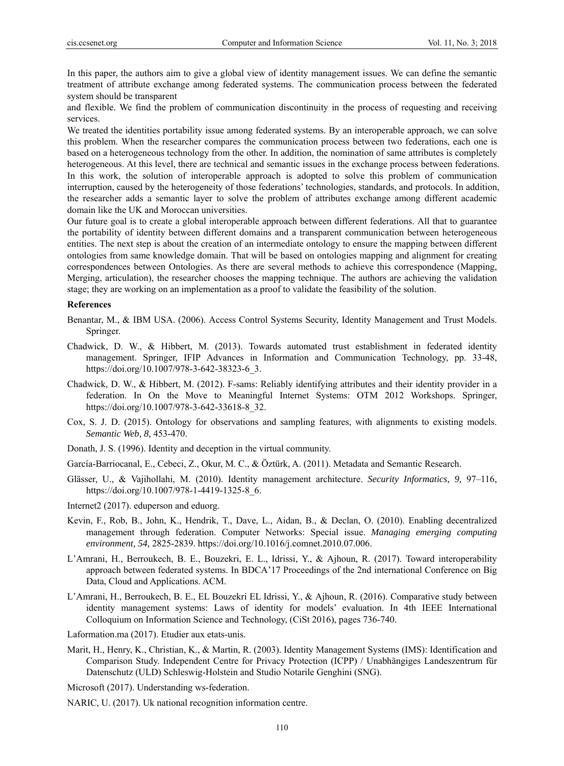In this paper, the authors aim to give a global view of identity management issues. We can define the semantic treatment of attribute exchange among federated systems. The communication process between the federated system should be transparent

and flexible. We find the problem of communication discontinuity in the process of requesting and receiving services.

We treated the identities portability issue among federated systems. By an interoperable approach, we can solve this problem. When the researcher compares the communication process between two federations, each one is based on a heterogeneous technology from the other. In addition, the nomination of same attributes is completely heterogeneous. At this level, there are technical and semantic issues in the exchange process between federations. In this work, the solution of interoperable approach is adopted to solve this problem of communication interruption, caused by the heterogeneity of those federations' technologies, standards, and protocols. In addition, the researcher adds a semantic layer to solve the problem of attributes exchange among different academic domain like the UK and Moroccan universities.

Our future goal is to create a global interoperable approach between different federations. All that to guarantee the portability of identity between different domains and a transparent communication between heterogeneous entities. The next step is about the creation of an intermediate ontology to ensure the mapping between different ontologies from same knowledge domain. That will be based on ontologies mapping and alignment for creating correspondences between Ontologies. As there are several methods to achieve this correspondence (Mapping, Merging, articulation), the researcher chooses the mapping technique. The authors are achieving the validation stage; they are working on an implementation as a proof to validate the feasibility of the solution.

**References**

Benantar, M., & IBM USA. (2006). Access Control Systems Security, Identity Management and Trust Models. Springer.

Chadwick, D. W., & Hibbert, M. (2013). Towards automated trust establishment in federated identity management. Springer, IFIP Advances in Information and Communication Technology, pp. 33-48, https://doi.org/10.1007/978-3-642-38323-6_3.

Chadwick, D. W., & Hibbert, M. (2012). F-sams: Reliably identifying attributes and their identity provider in a federation. In On the Move to Meaningful Internet Systems: OTM 2012 Workshops. Springer, https://doi.org/10.1007/978-3-642-33618-8_32.

Cox, S. J. D. (2015). Ontology for observations and sampling features, with alignments to existing models. *Semantic Web, 8,* 453-470.

Donath, J. S. (1996). Identity and deception in the virtual community.

García-Barriocanal, E., Cebeci, Z., Okur, M. C., & Öztürk, A. (2011). Metadata and Semantic Research.

Glässer, U., & Vajihollahi, M. (2010). Identity management architecture. *Security Informatics, 9,* 97–116, https://doi.org/10.1007/978-1-4419-1325-8_6.

Internet2 (2017). eduperson and eduorg.

Kevin, F., Rob, B., John, K., Hendrik, T., Dave, L., Aidan, B., & Declan, O. (2010). Enabling decentralized management through federation. Computer Networks: Special issue. *Managing emerging computing environment, 54,* 2825-2839. https://doi.org/10.1016/j.comnet.2010.07.006.

L'Amrani, H., Berroukech, B. E., Bouzekri, E. L., Idrissi, Y., & Ajhoun, R. (2017). Toward interoperability approach between federated systems. In BDCA'17 Proceedings of the 2nd international Conference on Big Data, Cloud and Applications. ACM.

L'Amrani, H., Berroukech, B. E., EL Bouzekri EL Idrissi, Y., & Ajhoun, R. (2016). Comparative study between identity management systems: Laws of identity for models' evaluation. In 4th IEEE International Colloquium on Information Science and Technology, (CiSt 2016), pages 736-740.

Laformation.ma (2017). Etudier aux etats-unis.

Marit, H., Henry, K., Christian, K., & Martin, R. (2003). Identity Management Systems (IMS): Identification and Comparison Study. Independent Centre for Privacy Protection (ICPP) / Unabhängiges Landeszentrum für Datenschutz (ULD) Schleswig-Holstein and Studio Notarile Genghini (SNG).

Microsoft (2017). Understanding ws-federation.

NARIC, U. (2017). Uk national recognition information centre.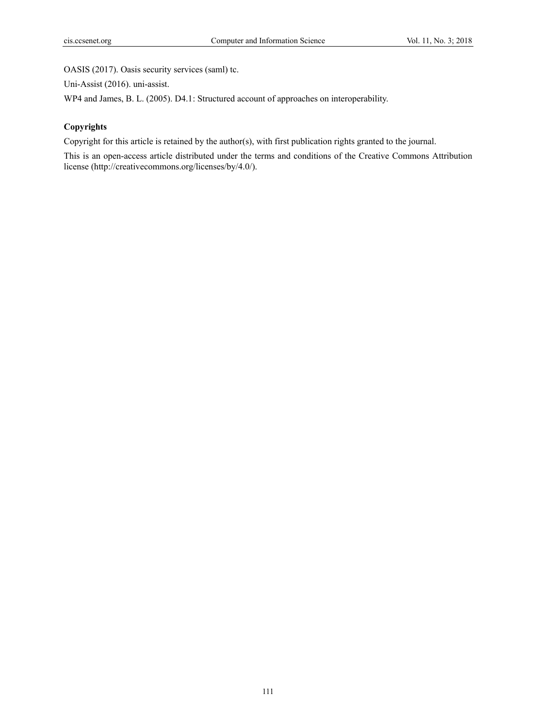OASIS (2017). Oasis security services (saml) tc.

Uni-Assist (2016). uni-assist.

WP4 and James, B. L. (2005). D4.1: Structured account of approaches on interoperability.

### Copyrights

Copyright for this article is retained by the author(s), with first publication rights granted to the journal.

This is an open-access article distributed under the terms and conditions of the Creative Commons Attribution license (http://creativecommons.org/licenses/by/4.0/).